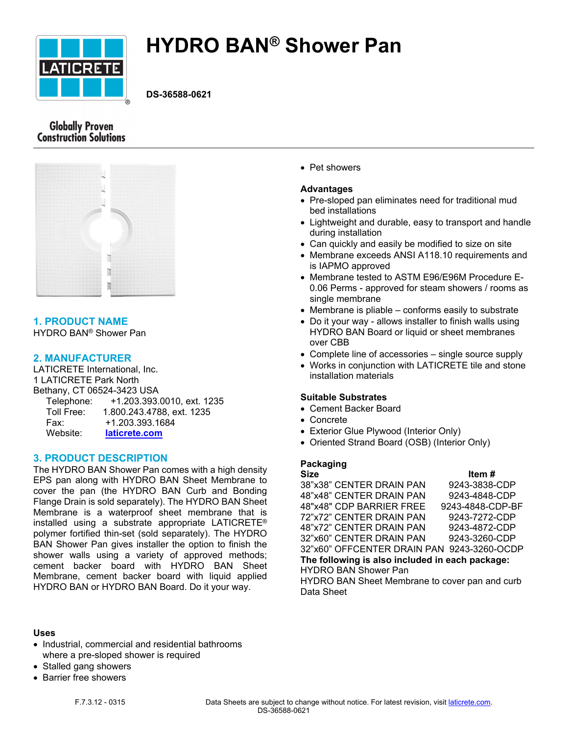# HYDRO BAN® Shower Pan

**DS-36588-0621**

Globally Proven Construction Solutions

## 1. PRODUCT NAME

HYDRO BAN® Shower Pan

## 2. MANUFACTURER

LATICRETE International, Inc.
1 LATICRETE Park North
Bethany, CT 06524-3423 USA

Telephone: +1.203.393.0010, ext. 1235
Toll Free: 1.800.243.4788, ext. 1235
Fax: +1.203.393.1684
Website: laticrete.com

## 3. PRODUCT DESCRIPTION

The HYDRO BAN Shower Pan comes with a high density EPS pan along with HYDRO BAN Sheet Membrane to cover the pan (the HYDRO BAN Curb and Bonding Flange Drain is sold separately). The HYDRO BAN Sheet Membrane is a waterproof sheet membrane that is installed using a substrate appropriate LATICRETE® polymer fortified thin-set (sold separately). The HYDRO BAN Shower Pan gives installer the option to finish the shower walls using a variety of approved methods; cement backer board with HYDRO BAN Sheet Membrane, cement backer board with liquid applied HYDRO BAN or HYDRO BAN Board. Do it your way.

**Uses**

- Industrial, commercial and residential bathrooms where a pre-sloped shower is required
- Stalled gang showers
- Barrier free showers
- Pet showers

**Advantages**

- Pre-sloped pan eliminates need for traditional mud bed installations
- Lightweight and durable, easy to transport and handle during installation
- Can quickly and easily be modified to size on site
- Membrane exceeds ANSI A118.10 requirements and is IAPMO approved
- Membrane tested to ASTM E96/E96M Procedure E- 0.06 Perms - approved for steam showers / rooms as single membrane
- Membrane is pliable – conforms easily to substrate
- Do it your way - allows installer to finish walls using HYDRO BAN Board or liquid or sheet membranes over CBB
- Complete line of accessories – single source supply
- Works in conjunction with LATICRETE tile and stone installation materials

**Suitable Substrates**

- Cement Backer Board
- Concrete
- Exterior Glue Plywood (Interior Only)
- Oriented Strand Board (OSB) (Interior Only)

**Packaging**

| Size | Item # |
|---|---|
| 38"x38" CENTER DRAIN PAN | 9243-3838-CDP |
| 48"x48" CENTER DRAIN PAN | 9243-4848-CDP |
| 48"x48" CDP BARRIER FREE | 9243-4848-CDP-BF |
| 72"x72" CENTER DRAIN PAN | 9243-7272-CDP |
| 48"x72" CENTER DRAIN PAN | 9243-4872-CDP |
| 32"x60" CENTER DRAIN PAN | 9243-3260-CDP |
| 32"x60" OFFCENTER DRAIN PAN | 9243-3260-OCDP |

**The following is also included in each package:**

HYDRO BAN Shower Pan
HYDRO BAN Sheet Membrane to cover pan and curb
Data Sheet

F.7.3.12 - 0315

Data Sheets are subject to change without notice. For latest revision, visit laticrete.com.
DS-36588-0621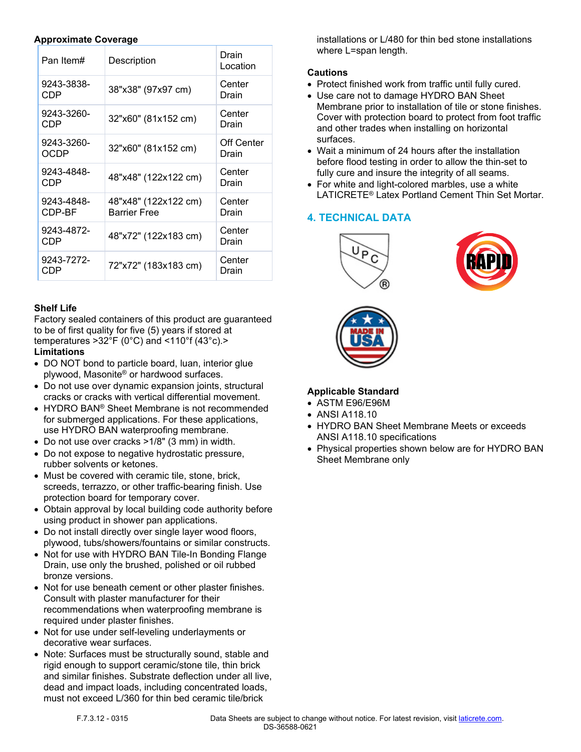### Approximate Coverage

| Pan Item# | Description | Drain Location |
|---|---|---|
| 9243-3838-CDP | 38"x38" (97x97 cm) | Center Drain |
| 9243-3260-CDP | 32"x60" (81x152 cm) | Center Drain |
| 9243-3260-OCDP | 32"x60" (81x152 cm) | Off Center Drain |
| 9243-4848-CDP | 48"x48" (122x122 cm) | Center Drain |
| 9243-4848-CDP-BF | 48"x48" (122x122 cm) Barrier Free | Center Drain |
| 9243-4872-CDP | 48"x72" (122x183 cm) | Center Drain |
| 9243-7272-CDP | 72"x72" (183x183 cm) | Center Drain |

### Shelf Life

Factory sealed containers of this product are guaranteed to be of first quality for five (5) years if stored at temperatures >32°F (0°C) and <110°f (43°c).>

### Limitations

- DO NOT bond to particle board, luan, interior glue plywood, Masonite® or hardwood surfaces.
- Do not use over dynamic expansion joints, structural cracks or cracks with vertical differential movement.
- HYDRO BAN® Sheet Membrane is not recommended for submerged applications. For these applications, use HYDRO BAN waterproofing membrane.
- Do not use over cracks >1/8" (3 mm) in width.
- Do not expose to negative hydrostatic pressure, rubber solvents or ketones.
- Must be covered with ceramic tile, stone, brick, screeds, terrazzo, or other traffic-bearing finish. Use protection board for temporary cover.
- Obtain approval by local building code authority before using product in shower pan applications.
- Do not install directly over single layer wood floors, plywood, tubs/showers/fountains or similar constructs.
- Not for use with HYDRO BAN Tile-In Bonding Flange Drain, use only the brushed, polished or oil rubbed bronze versions.
- Not for use beneath cement or other plaster finishes. Consult with plaster manufacturer for their recommendations when waterproofing membrane is required under plaster finishes.
- Not for use under self-leveling underlayments or decorative wear surfaces.
- Note: Surfaces must be structurally sound, stable and rigid enough to support ceramic/stone tile, thin brick and similar finishes. Substrate deflection under all live, dead and impact loads, including concentrated loads, must not exceed L/360 for thin bed ceramic tile/brick installations or L/480 for thin bed stone installations where L=span length.

### Cautions

- Protect finished work from traffic until fully cured.
- Use care not to damage HYDRO BAN Sheet Membrane prior to installation of tile or stone finishes. Cover with protection board to protect from foot traffic and other trades when installing on horizontal surfaces.
- Wait a minimum of 24 hours after the installation before flood testing in order to allow the thin-set to fully cure and insure the integrity of all seams.
- For white and light-colored marbles, use a white LATICRETE® Latex Portland Cement Thin Set Mortar.

## 4. TECHNICAL DATA

### Applicable Standard

- ASTM E96/E96M
- ANSI A118.10
- HYDRO BAN Sheet Membrane Meets or exceeds ANSI A118.10 specifications
- Physical properties shown below are for HYDRO BAN Sheet Membrane only

F.7.3.12 - 0315

Data Sheets are subject to change without notice. For latest revision, visit laticrete.com.
DS-36588-0621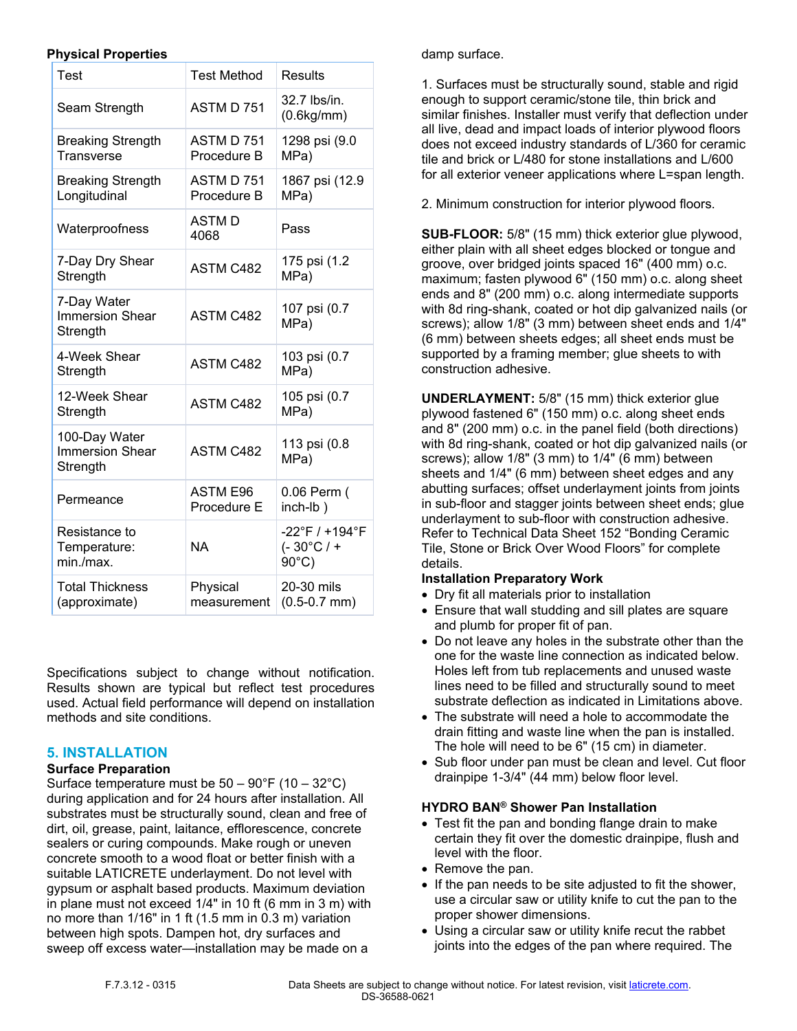**Physical Properties**

| Test | Test Method | Results |
| --- | --- | --- |
| Seam Strength | ASTM D 751 | 32.7 lbs/in. (0.6kg/mm) |
| Breaking Strength Transverse | ASTM D 751 Procedure B | 1298 psi (9.0 MPa) |
| Breaking Strength Longitudinal | ASTM D 751 Procedure B | 1867 psi (12.9 MPa) |
| Waterproofness | ASTM D 4068 | Pass |
| 7-Day Dry Shear Strength | ASTM C482 | 175 psi (1.2 MPa) |
| 7-Day Water Immersion Shear Strength | ASTM C482 | 107 psi (0.7 MPa) |
| 4-Week Shear Strength | ASTM C482 | 103 psi (0.7 MPa) |
| 12-Week Shear Strength | ASTM C482 | 105 psi (0.7 MPa) |
| 100-Day Water Immersion Shear Strength | ASTM C482 | 113 psi (0.8 MPa) |
| Permeance | ASTM E96 Procedure E | 0.06 Perm ( inch-lb ) |
| Resistance to Temperature: min./max. | NA | -22°F / +194°F (- 30°C / + 90°C) |
| Total Thickness (approximate) | Physical measurement | 20-30 mils (0.5-0.7 mm) |

Specifications subject to change without notification. Results shown are typical but reflect test procedures used. Actual field performance will depend on installation methods and site conditions.

## 5. INSTALLATION

**Surface Preparation**

Surface temperature must be 50 – 90°F (10 – 32°C) during application and for 24 hours after installation. All substrates must be structurally sound, clean and free of dirt, oil, grease, paint, laitance, efflorescence, concrete sealers or curing compounds. Make rough or uneven concrete smooth to a wood float or better finish with a suitable LATICRETE underlayment. Do not level with gypsum or asphalt based products. Maximum deviation in plane must not exceed 1/4" in 10 ft (6 mm in 3 m) with no more than 1/16" in 1 ft (1.5 mm in 0.3 m) variation between high spots. Dampen hot, dry surfaces and sweep off excess water—installation may be made on a damp surface.

1. Surfaces must be structurally sound, stable and rigid enough to support ceramic/stone tile, thin brick and similar finishes. Installer must verify that deflection under all live, dead and impact loads of interior plywood floors does not exceed industry standards of L/360 for ceramic tile and brick or L/480 for stone installations and L/600 for all exterior veneer applications where L=span length.

2. Minimum construction for interior plywood floors.

**SUB-FLOOR:** 5/8" (15 mm) thick exterior glue plywood, either plain with all sheet edges blocked or tongue and groove, over bridged joints spaced 16" (400 mm) o.c. maximum; fasten plywood 6" (150 mm) o.c. along sheet ends and 8" (200 mm) o.c. along intermediate supports with 8d ring-shank, coated or hot dip galvanized nails (or screws); allow 1/8" (3 mm) between sheet ends and 1/4" (6 mm) between sheets edges; all sheet ends must be supported by a framing member; glue sheets to with construction adhesive.

**UNDERLAYMENT:** 5/8" (15 mm) thick exterior glue plywood fastened 6" (150 mm) o.c. along sheet ends and 8" (200 mm) o.c. in the panel field (both directions) with 8d ring-shank, coated or hot dip galvanized nails (or screws); allow 1/8" (3 mm) to 1/4" (6 mm) between sheets and 1/4" (6 mm) between sheet edges and any abutting surfaces; offset underlayment joints from joints in sub-floor and stagger joints between sheet ends; glue underlayment to sub-floor with construction adhesive. Refer to Technical Data Sheet 152 "Bonding Ceramic Tile, Stone or Brick Over Wood Floors" for complete details.

**Installation Preparatory Work**

- Dry fit all materials prior to installation
- Ensure that wall studding and sill plates are square and plumb for proper fit of pan.
- Do not leave any holes in the substrate other than the one for the waste line connection as indicated below. Holes left from tub replacements and unused waste lines need to be filled and structurally sound to meet substrate deflection as indicated in Limitations above.
- The substrate will need a hole to accommodate the drain fitting and waste line when the pan is installed. The hole will need to be 6" (15 cm) in diameter.
- Sub floor under pan must be clean and level. Cut floor drainpipe 1-3/4" (44 mm) below floor level.

**HYDRO BAN® Shower Pan Installation**

- Test fit the pan and bonding flange drain to make certain they fit over the domestic drainpipe, flush and level with the floor.
- Remove the pan.
- If the pan needs to be site adjusted to fit the shower, use a circular saw or utility knife to cut the pan to the proper shower dimensions.
- Using a circular saw or utility knife recut the rabbet joints into the edges of the pan where required. The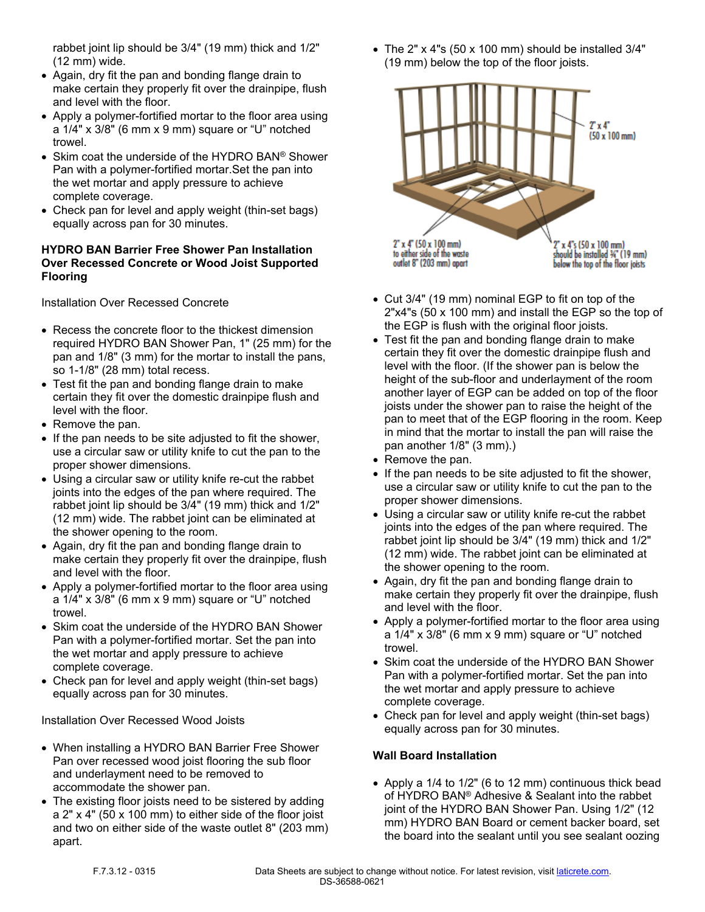rabbet joint lip should be 3/4" (19 mm) thick and 1/2" (12 mm) wide.

- Again, dry fit the pan and bonding flange drain to make certain they properly fit over the drainpipe, flush and level with the floor.
- Apply a polymer-fortified mortar to the floor area using a 1/4" x 3/8" (6 mm x 9 mm) square or "U" notched trowel.
- Skim coat the underside of the HYDRO BAN® Shower Pan with a polymer-fortified mortar.Set the pan into the wet mortar and apply pressure to achieve complete coverage.
- Check pan for level and apply weight (thin-set bags) equally across pan for 30 minutes.

**HYDRO BAN Barrier Free Shower Pan Installation Over Recessed Concrete or Wood Joist Supported Flooring**

Installation Over Recessed Concrete

- Recess the concrete floor to the thickest dimension required HYDRO BAN Shower Pan, 1" (25 mm) for the pan and 1/8" (3 mm) for the mortar to install the pans, so 1-1/8" (28 mm) total recess.
- Test fit the pan and bonding flange drain to make certain they fit over the domestic drainpipe flush and level with the floor.
- Remove the pan.
- If the pan needs to be site adjusted to fit the shower, use a circular saw or utility knife to cut the pan to the proper shower dimensions.
- Using a circular saw or utility knife re-cut the rabbet joints into the edges of the pan where required. The rabbet joint lip should be 3/4" (19 mm) thick and 1/2" (12 mm) wide. The rabbet joint can be eliminated at the shower opening to the room.
- Again, dry fit the pan and bonding flange drain to make certain they properly fit over the drainpipe, flush and level with the floor.
- Apply a polymer-fortified mortar to the floor area using a 1/4" x 3/8" (6 mm x 9 mm) square or "U" notched trowel.
- Skim coat the underside of the HYDRO BAN Shower Pan with a polymer-fortified mortar. Set the pan into the wet mortar and apply pressure to achieve complete coverage.
- Check pan for level and apply weight (thin-set bags) equally across pan for 30 minutes.

Installation Over Recessed Wood Joists

- When installing a HYDRO BAN Barrier Free Shower Pan over recessed wood joist flooring the sub floor and underlayment need to be removed to accommodate the shower pan.
- The existing floor joists need to be sistered by adding a 2" x 4" (50 x 100 mm) to either side of the floor joist and two on either side of the waste outlet 8" (203 mm) apart.
- The 2" x 4"s (50 x 100 mm) should be installed 3/4" (19 mm) below the top of the floor joists.

2" x 4" (50 x 100 mm)

2" x 4" (50 x 100 mm) to either side of the waste outlet 8" (203 mm) apart

2" x 4"s (50 x 100 mm) should be installed ¾" (19 mm) below the top of the floor joists

- Cut 3/4" (19 mm) nominal EGP to fit on top of the 2"x4"s (50 x 100 mm) and install the EGP so the top of the EGP is flush with the original floor joists.
- Test fit the pan and bonding flange drain to make certain they fit over the domestic drainpipe flush and level with the floor. (If the shower pan is below the height of the sub-floor and underlayment of the room another layer of EGP can be added on top of the floor joists under the shower pan to raise the height of the pan to meet that of the EGP flooring in the room. Keep in mind that the mortar to install the pan will raise the pan another 1/8" (3 mm).)
- Remove the pan.
- If the pan needs to be site adjusted to fit the shower, use a circular saw or utility knife to cut the pan to the proper shower dimensions.
- Using a circular saw or utility knife re-cut the rabbet joints into the edges of the pan where required. The rabbet joint lip should be 3/4" (19 mm) thick and 1/2" (12 mm) wide. The rabbet joint can be eliminated at the shower opening to the room.
- Again, dry fit the pan and bonding flange drain to make certain they properly fit over the drainpipe, flush and level with the floor.
- Apply a polymer-fortified mortar to the floor area using a 1/4" x 3/8" (6 mm x 9 mm) square or "U" notched trowel.
- Skim coat the underside of the HYDRO BAN Shower Pan with a polymer-fortified mortar. Set the pan into the wet mortar and apply pressure to achieve complete coverage.
- Check pan for level and apply weight (thin-set bags) equally across pan for 30 minutes.

**Wall Board Installation**

- Apply a 1/4 to 1/2" (6 to 12 mm) continuous thick bead of HYDRO BAN® Adhesive & Sealant into the rabbet joint of the HYDRO BAN Shower Pan. Using 1/2" (12 mm) HYDRO BAN Board or cement backer board, set the board into the sealant until you see sealant oozing

F.7.3.12 - 0315 Data Sheets are subject to change without notice. For latest revision, visit laticrete.com.
DS-36588-0621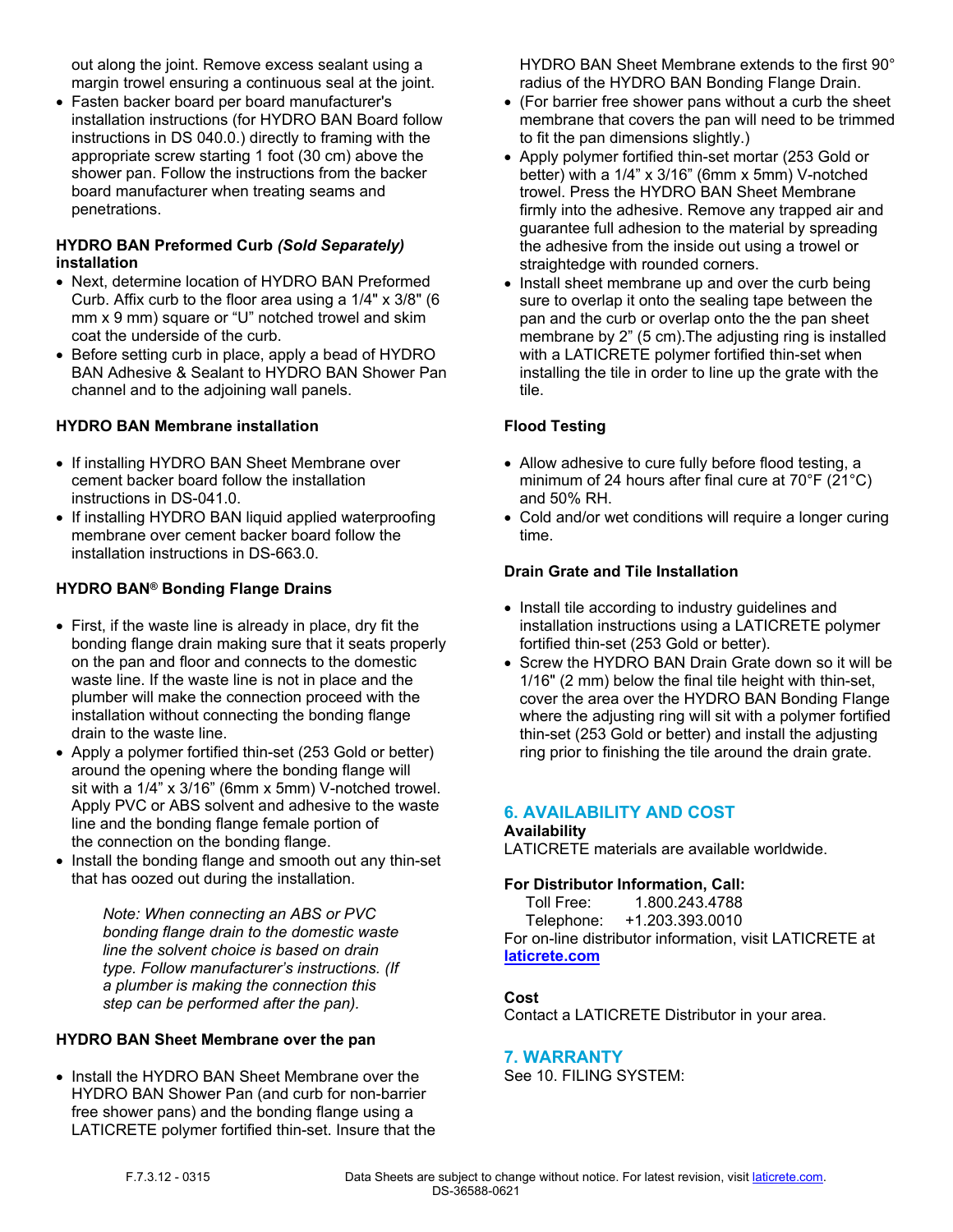out along the joint. Remove excess sealant using a margin trowel ensuring a continuous seal at the joint.

- Fasten backer board per board manufacturer's installation instructions (for HYDRO BAN Board follow instructions in DS 040.0.) directly to framing with the appropriate screw starting 1 foot (30 cm) above the shower pan. Follow the instructions from the backer board manufacturer when treating seams and penetrations.

**HYDRO BAN Preformed Curb *(Sold Separately)* installation**

- Next, determine location of HYDRO BAN Preformed Curb. Affix curb to the floor area using a 1/4" x 3/8" (6 mm x 9 mm) square or "U" notched trowel and skim coat the underside of the curb.
- Before setting curb in place, apply a bead of HYDRO BAN Adhesive & Sealant to HYDRO BAN Shower Pan channel and to the adjoining wall panels.

**HYDRO BAN Membrane installation**

- If installing HYDRO BAN Sheet Membrane over cement backer board follow the installation instructions in DS-041.0.
- If installing HYDRO BAN liquid applied waterproofing membrane over cement backer board follow the installation instructions in DS-663.0.

**HYDRO BAN® Bonding Flange Drains**

- First, if the waste line is already in place, dry fit the bonding flange drain making sure that it seats properly on the pan and floor and connects to the domestic waste line. If the waste line is not in place and the plumber will make the connection proceed with the installation without connecting the bonding flange drain to the waste line.
- Apply a polymer fortified thin-set (253 Gold or better) around the opening where the bonding flange will sit with a 1/4" x 3/16" (6mm x 5mm) V-notched trowel. Apply PVC or ABS solvent and adhesive to the waste line and the bonding flange female portion of the connection on the bonding flange.
- Install the bonding flange and smooth out any thin-set that has oozed out during the installation.

> *Note: When connecting an ABS or PVC bonding flange drain to the domestic waste line the solvent choice is based on drain type. Follow manufacturer's instructions. (If a plumber is making the connection this step can be performed after the pan).*

**HYDRO BAN Sheet Membrane over the pan**

- Install the HYDRO BAN Sheet Membrane over the HYDRO BAN Shower Pan (and curb for non-barrier free shower pans) and the bonding flange using a LATICRETE polymer fortified thin-set. Insure that the HYDRO BAN Sheet Membrane extends to the first 90° radius of the HYDRO BAN Bonding Flange Drain.
- (For barrier free shower pans without a curb the sheet membrane that covers the pan will need to be trimmed to fit the pan dimensions slightly.)
- Apply polymer fortified thin-set mortar (253 Gold or better) with a 1/4" x 3/16" (6mm x 5mm) V-notched trowel. Press the HYDRO BAN Sheet Membrane firmly into the adhesive. Remove any trapped air and guarantee full adhesion to the material by spreading the adhesive from the inside out using a trowel or straightedge with rounded corners.
- Install sheet membrane up and over the curb being sure to overlap it onto the sealing tape between the pan and the curb or overlap onto the the pan sheet membrane by 2" (5 cm).The adjusting ring is installed with a LATICRETE polymer fortified thin-set when installing the tile in order to line up the grate with the tile.

**Flood Testing**

- Allow adhesive to cure fully before flood testing, a minimum of 24 hours after final cure at 70°F (21°C) and 50% RH.
- Cold and/or wet conditions will require a longer curing time.

**Drain Grate and Tile Installation**

- Install tile according to industry guidelines and installation instructions using a LATICRETE polymer fortified thin-set (253 Gold or better).
- Screw the HYDRO BAN Drain Grate down so it will be 1/16" (2 mm) below the final tile height with thin-set, cover the area over the HYDRO BAN Bonding Flange where the adjusting ring will sit with a polymer fortified thin-set (253 Gold or better) and install the adjusting ring prior to finishing the tile around the drain grate.

## 6. AVAILABILITY AND COST

**Availability**

LATICRETE materials are available worldwide.

**For Distributor Information, Call:**

Toll Free: 1.800.243.4788
Telephone: +1.203.393.0010

For on-line distributor information, visit LATICRETE at **laticrete.com**

**Cost**

Contact a LATICRETE Distributor in your area.

## 7. WARRANTY

See 10. FILING SYSTEM: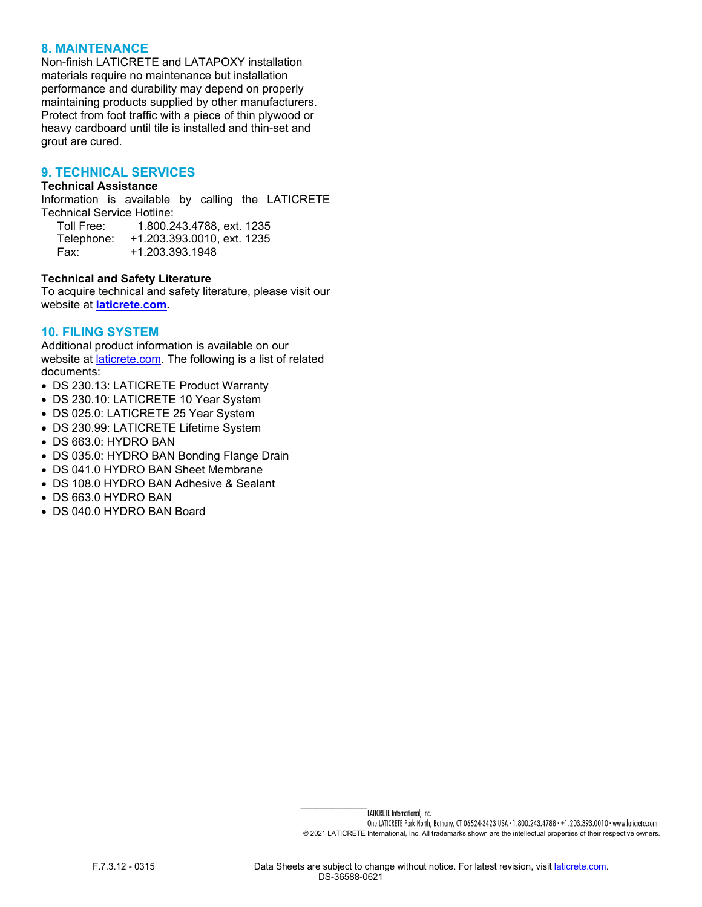## 8. MAINTENANCE

Non-finish LATICRETE and LATAPOXY installation materials require no maintenance but installation performance and durability may depend on properly maintaining products supplied by other manufacturers. Protect from foot traffic with a piece of thin plywood or heavy cardboard until tile is installed and thin-set and grout are cured.

## 9. TECHNICAL SERVICES

**Technical Assistance**

Information is available by calling the LATICRETE Technical Service Hotline:

Toll Free: 1.800.243.4788, ext. 1235
Telephone: +1.203.393.0010, ext. 1235
Fax: +1.203.393.1948

**Technical and Safety Literature**

To acquire technical and safety literature, please visit our website at **laticrete.com.**

## 10. FILING SYSTEM

Additional product information is available on our website at laticrete.com. The following is a list of related documents:

- DS 230.13: LATICRETE Product Warranty
- DS 230.10: LATICRETE 10 Year System
- DS 025.0: LATICRETE 25 Year System
- DS 230.99: LATICRETE Lifetime System
- DS 663.0: HYDRO BAN
- DS 035.0: HYDRO BAN Bonding Flange Drain
- DS 041.0 HYDRO BAN Sheet Membrane
- DS 108.0 HYDRO BAN Adhesive & Sealant
- DS 663.0 HYDRO BAN
- DS 040.0 HYDRO BAN Board

LATICRETE International, Inc.
One LATICRETE Park North, Bethany, CT 06524-3423 USA • 1.800.243.4788 • +1.203.393.0010 • www.laticrete.com
© 2021 LATICRETE International, Inc. All trademarks shown are the intellectual properties of their respective owners.

F.7.3.12 - 0315

Data Sheets are subject to change without notice. For latest revision, visit laticrete.com.
DS-36588-0621